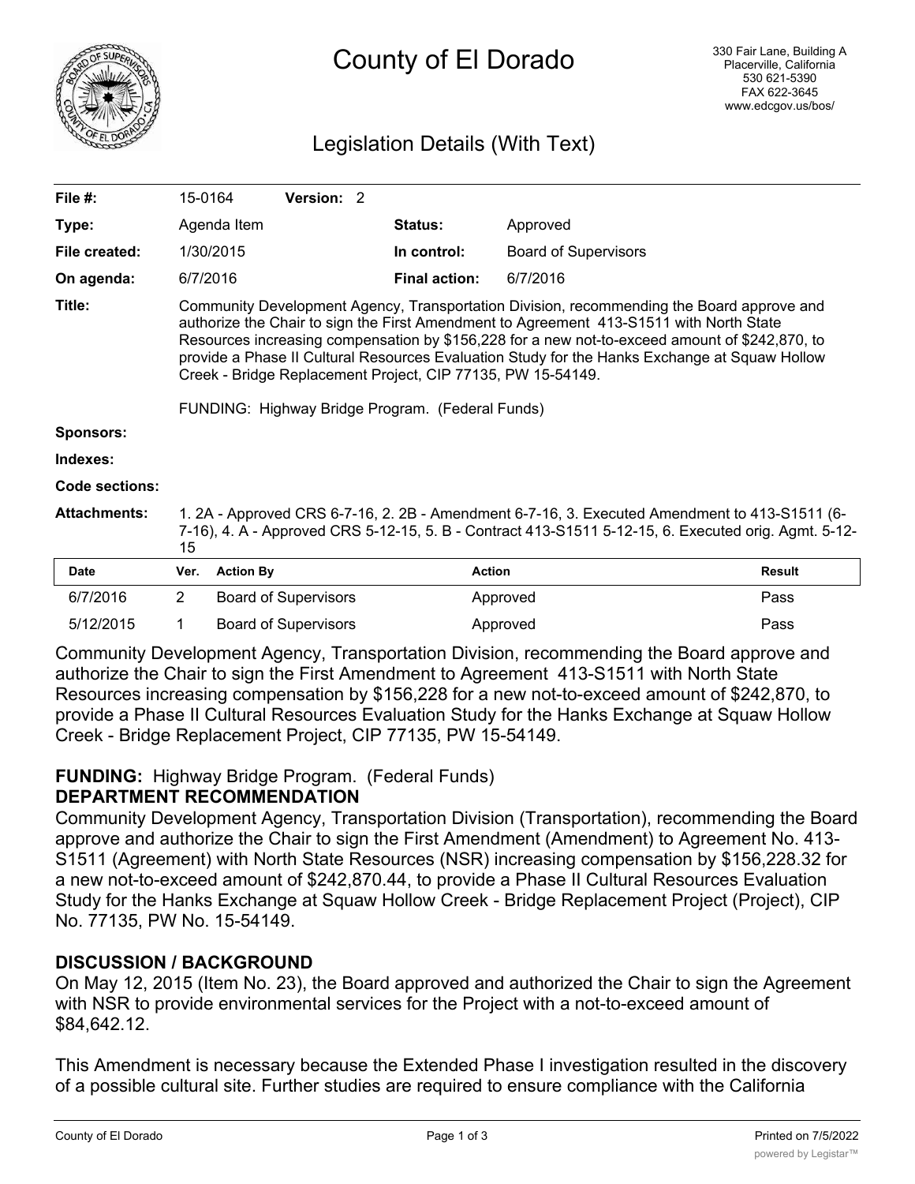# County of El Dorado

330 Fair Lane, Building A
Placerville, California
530 621-5390
FAX 622-3645
www.edcgov.us/bos/

## Legislation Details (With Text)

| | | | |
|---|---|---|---|
| **File #:** | 15-0164 **Version:** 2 | | |
| **Type:** | Agenda Item | **Status:** | Approved |
| **File created:** | 1/30/2015 | **In control:** | Board of Supervisors |
| **On agenda:** | 6/7/2016 | **Final action:** | 6/7/2016 |

**Title:** Community Development Agency, Transportation Division, recommending the Board approve and authorize the Chair to sign the First Amendment to Agreement 413-S1511 with North State Resources increasing compensation by $156,228 for a new not-to-exceed amount of $242,870, to provide a Phase II Cultural Resources Evaluation Study for the Hanks Exchange at Squaw Hollow Creek - Bridge Replacement Project, CIP 77135, PW 15-54149.

FUNDING: Highway Bridge Program. (Federal Funds)

**Sponsors:**

**Indexes:**

**Code sections:**

**Attachments:** 1. 2A - Approved CRS 6-7-16, 2. 2B - Amendment 6-7-16, 3. Executed Amendment to 413-S1511 (6-7-16), 4. A - Approved CRS 5-12-15, 5. B - Contract 413-S1511 5-12-15, 6. Executed orig. Agmt. 5-12-15

| Date | Ver. | Action By | Action | Result |
|---|---|---|---|---|
| 6/7/2016 | 2 | Board of Supervisors | Approved | Pass |
| 5/12/2015 | 1 | Board of Supervisors | Approved | Pass |

Community Development Agency, Transportation Division, recommending the Board approve and authorize the Chair to sign the First Amendment to Agreement 413-S1511 with North State Resources increasing compensation by $156,228 for a new not-to-exceed amount of $242,870, to provide a Phase II Cultural Resources Evaluation Study for the Hanks Exchange at Squaw Hollow Creek - Bridge Replacement Project, CIP 77135, PW 15-54149.

**FUNDING:** Highway Bridge Program. (Federal Funds)

**DEPARTMENT RECOMMENDATION**

Community Development Agency, Transportation Division (Transportation), recommending the Board approve and authorize the Chair to sign the First Amendment (Amendment) to Agreement No. 413-S1511 (Agreement) with North State Resources (NSR) increasing compensation by $156,228.32 for a new not-to-exceed amount of $242,870.44, to provide a Phase II Cultural Resources Evaluation Study for the Hanks Exchange at Squaw Hollow Creek - Bridge Replacement Project (Project), CIP No. 77135, PW No. 15-54149.

**DISCUSSION / BACKGROUND**

On May 12, 2015 (Item No. 23), the Board approved and authorized the Chair to sign the Agreement with NSR to provide environmental services for the Project with a not-to-exceed amount of $84,642.12.

This Amendment is necessary because the Extended Phase I investigation resulted in the discovery of a possible cultural site. Further studies are required to ensure compliance with the California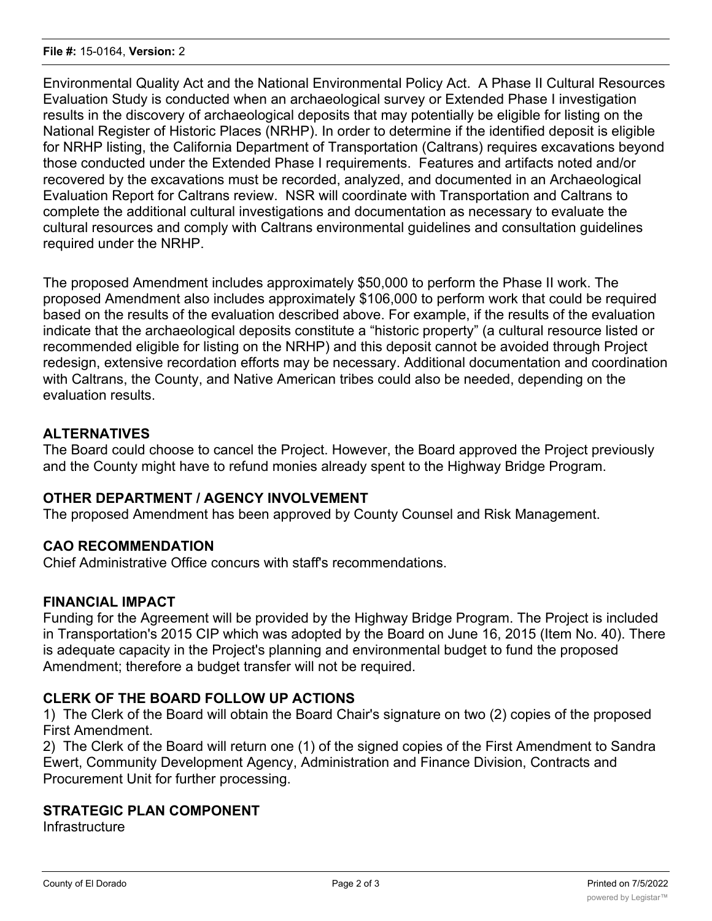Environmental Quality Act and the National Environmental Policy Act. A Phase II Cultural Resources Evaluation Study is conducted when an archaeological survey or Extended Phase I investigation results in the discovery of archaeological deposits that may potentially be eligible for listing on the National Register of Historic Places (NRHP). In order to determine if the identified deposit is eligible for NRHP listing, the California Department of Transportation (Caltrans) requires excavations beyond those conducted under the Extended Phase I requirements. Features and artifacts noted and/or recovered by the excavations must be recorded, analyzed, and documented in an Archaeological Evaluation Report for Caltrans review. NSR will coordinate with Transportation and Caltrans to complete the additional cultural investigations and documentation as necessary to evaluate the cultural resources and comply with Caltrans environmental guidelines and consultation guidelines required under the NRHP.

The proposed Amendment includes approximately $50,000 to perform the Phase II work. The proposed Amendment also includes approximately $106,000 to perform work that could be required based on the results of the evaluation described above. For example, if the results of the evaluation indicate that the archaeological deposits constitute a "historic property" (a cultural resource listed or recommended eligible for listing on the NRHP) and this deposit cannot be avoided through Project redesign, extensive recordation efforts may be necessary. Additional documentation and coordination with Caltrans, the County, and Native American tribes could also be needed, depending on the evaluation results.

## ALTERNATIVES

The Board could choose to cancel the Project. However, the Board approved the Project previously and the County might have to refund monies already spent to the Highway Bridge Program.

## OTHER DEPARTMENT / AGENCY INVOLVEMENT

The proposed Amendment has been approved by County Counsel and Risk Management.

## CAO RECOMMENDATION

Chief Administrative Office concurs with staff's recommendations.

## FINANCIAL IMPACT

Funding for the Agreement will be provided by the Highway Bridge Program. The Project is included in Transportation's 2015 CIP which was adopted by the Board on June 16, 2015 (Item No. 40). There is adequate capacity in the Project's planning and environmental budget to fund the proposed Amendment; therefore a budget transfer will not be required.

## CLERK OF THE BOARD FOLLOW UP ACTIONS

1) The Clerk of the Board will obtain the Board Chair's signature on two (2) copies of the proposed First Amendment.
2) The Clerk of the Board will return one (1) of the signed copies of the First Amendment to Sandra Ewert, Community Development Agency, Administration and Finance Division, Contracts and Procurement Unit for further processing.

## STRATEGIC PLAN COMPONENT

Infrastructure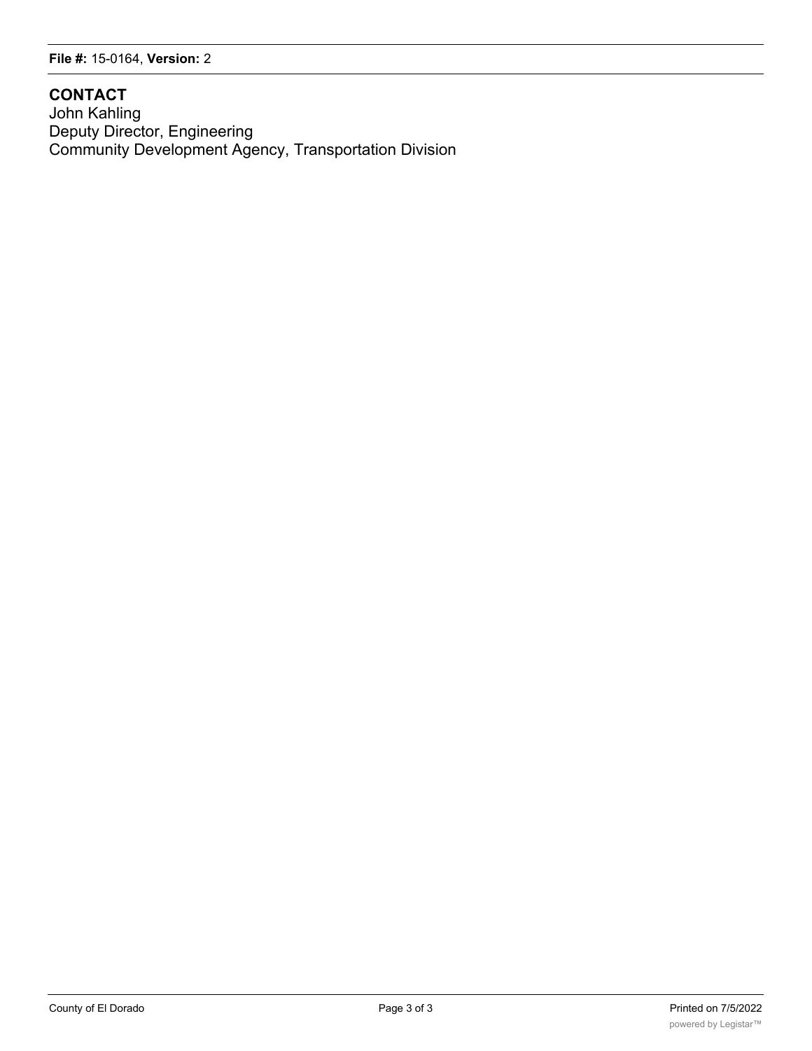## CONTACT

John Kahling
Deputy Director, Engineering
Community Development Agency, Transportation Division